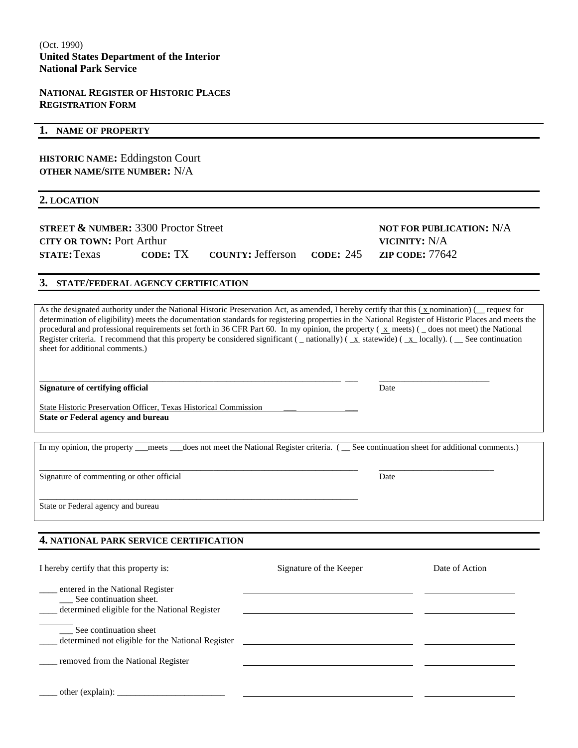(Oct. 1990)
**United States Department of the Interior**
**National Park Service**

**NATIONAL REGISTER OF HISTORIC PLACES**
**REGISTRATION FORM**

## 1. NAME OF PROPERTY

**HISTORIC NAME:** Eddingston Court
**OTHER NAME/SITE NUMBER:** N/A

## 2. LOCATION

**STREET & NUMBER:** 3300 Proctor Street **NOT FOR PUBLICATION:** N/A
**CITY OR TOWN:** Port Arthur **VICINITY:** N/A
**STATE:** Texas **CODE:** TX **COUNTY:** Jefferson **CODE:** 245 **ZIP CODE:** 77642

## 3. STATE/FEDERAL AGENCY CERTIFICATION

As the designated authority under the National Historic Preservation Act, as amended, I hereby certify that this ( x nomination) (__ request for determination of eligibility) meets the documentation standards for registering properties in the National Register of Historic Places and meets the procedural and professional requirements set forth in 36 CFR Part 60. In my opinion, the property ( x meets) ( _ does not meet) the National Register criteria. I recommend that this property be considered significant ( _ nationally) ( _x statewide) ( _x_ locally). ( __ See continuation sheet for additional comments.)

____________________________________________ ____________________
**Signature of certifying official** Date

State Historic Preservation Officer, Texas Historical Commission
**State or Federal agency and bureau**

In my opinion, the property ___meets ___does not meet the National Register criteria. ( __ See continuation sheet for additional comments.)

____________________________________________ ____________________
Signature of commenting or other official Date

____________________________________________
State or Federal agency and bureau

## 4. NATIONAL PARK SERVICE CERTIFICATION

| I hereby certify that this property is: | Signature of the Keeper | Date of Action |
|---|---|---|
| ____ entered in the National Register<br>___ See continuation sheet. | | |
| ____ determined eligible for the National Register<br>___ See continuation sheet | | |
| ____ determined not eligible for the National Register | | |
| ____ removed from the National Register | | |
| ____ other (explain): ________________________ | | |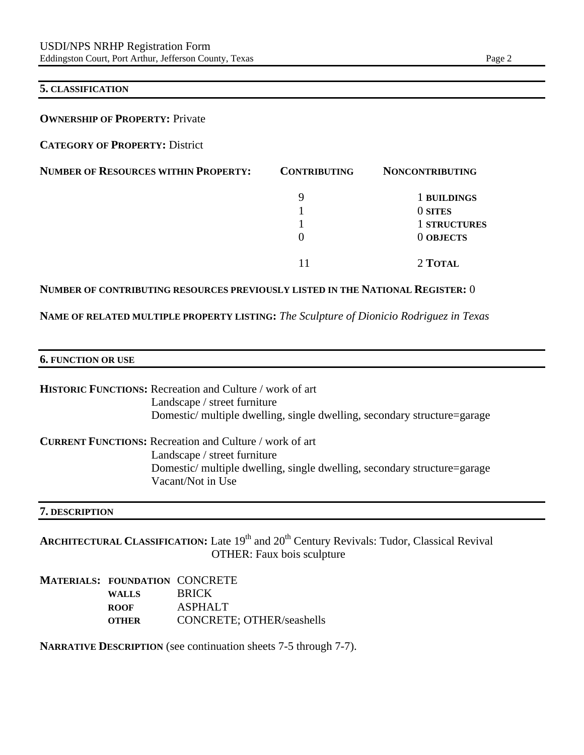## 5. CLASSIFICATION

**OWNERSHIP OF PROPERTY:** Private

**CATEGORY OF PROPERTY:** District

| NUMBER OF RESOURCES WITHIN PROPERTY: | CONTRIBUTING | NONCONTRIBUTING | |
|---|---|---|---|
| | 9 | 1 | BUILDINGS |
| | 1 | 0 | SITES |
| | 1 | 1 | STRUCTURES |
| | 0 | 0 | OBJECTS |
| | 11 | 2 | TOTAL |

**NUMBER OF CONTRIBUTING RESOURCES PREVIOUSLY LISTED IN THE NATIONAL REGISTER:** 0

**NAME OF RELATED MULTIPLE PROPERTY LISTING:** *The Sculpture of Dionicio Rodriguez in Texas*

## 6. FUNCTION OR USE

**HISTORIC FUNCTIONS:** Recreation and Culture / work of art
Landscape / street furniture
Domestic/ multiple dwelling, single dwelling, secondary structure=garage

**CURRENT FUNCTIONS:** Recreation and Culture / work of art
Landscape / street furniture
Domestic/ multiple dwelling, single dwelling, secondary structure=garage
Vacant/Not in Use

## 7. DESCRIPTION

**ARCHITECTURAL CLASSIFICATION:** Late 19th and 20th Century Revivals: Tudor, Classical Revival
OTHER: Faux bois sculpture

**MATERIALS:**

| | |
|---|---|
| **FOUNDATION** | CONCRETE |
| **WALLS** | BRICK |
| **ROOF** | ASPHALT |
| **OTHER** | CONCRETE; OTHER/seashells |

**NARRATIVE DESCRIPTION** (see continuation sheets 7-5 through 7-7).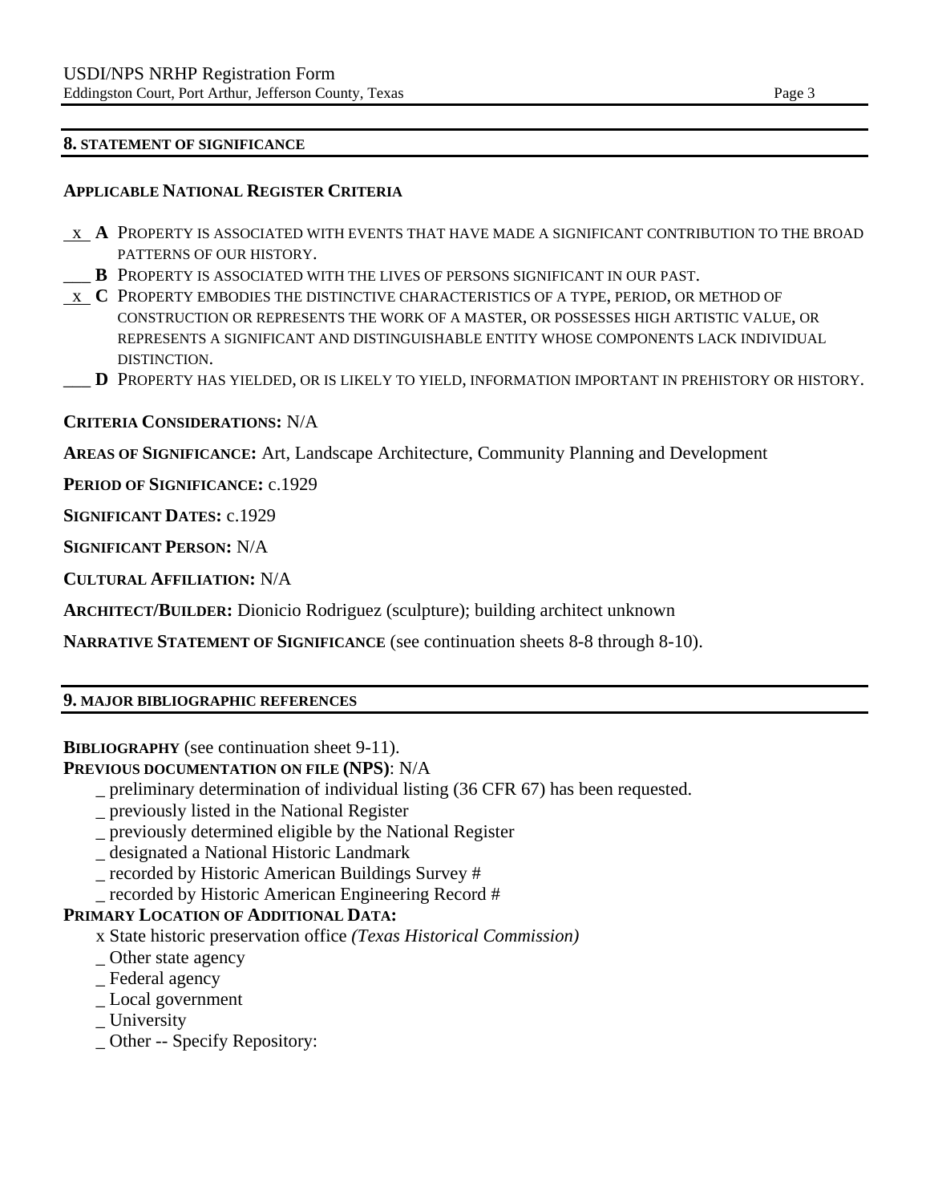## 8. STATEMENT OF SIGNIFICANCE

### APPLICABLE NATIONAL REGISTER CRITERIA

_x_ **A** PROPERTY IS ASSOCIATED WITH EVENTS THAT HAVE MADE A SIGNIFICANT CONTRIBUTION TO THE BROAD PATTERNS OF OUR HISTORY.

___ **B** PROPERTY IS ASSOCIATED WITH THE LIVES OF PERSONS SIGNIFICANT IN OUR PAST.

_x_ **C** PROPERTY EMBODIES THE DISTINCTIVE CHARACTERISTICS OF A TYPE, PERIOD, OR METHOD OF CONSTRUCTION OR REPRESENTS THE WORK OF A MASTER, OR POSSESSES HIGH ARTISTIC VALUE, OR REPRESENTS A SIGNIFICANT AND DISTINGUISHABLE ENTITY WHOSE COMPONENTS LACK INDIVIDUAL DISTINCTION.

___ **D** PROPERTY HAS YIELDED, OR IS LIKELY TO YIELD, INFORMATION IMPORTANT IN PREHISTORY OR HISTORY.

**CRITERIA CONSIDERATIONS:** N/A

**AREAS OF SIGNIFICANCE:** Art, Landscape Architecture, Community Planning and Development

**PERIOD OF SIGNIFICANCE:** c.1929

**SIGNIFICANT DATES:** c.1929

**SIGNIFICANT PERSON:** N/A

**CULTURAL AFFILIATION:** N/A

**ARCHITECT/BUILDER:** Dionicio Rodriguez (sculpture); building architect unknown

**NARRATIVE STATEMENT OF SIGNIFICANCE** (see continuation sheets 8-8 through 8-10).

## 9. MAJOR BIBLIOGRAPHIC REFERENCES

**BIBLIOGRAPHY** (see continuation sheet 9-11).

**PREVIOUS DOCUMENTATION ON FILE (NPS)**: N/A

- _ preliminary determination of individual listing (36 CFR 67) has been requested.
- _ previously listed in the National Register
- _ previously determined eligible by the National Register
- _ designated a National Historic Landmark
- _ recorded by Historic American Buildings Survey #
- _ recorded by Historic American Engineering Record #

**PRIMARY LOCATION OF ADDITIONAL DATA:**

- x State historic preservation office *(Texas Historical Commission)*
- _ Other state agency
- _ Federal agency
- _ Local government
- _ University
- _ Other -- Specify Repository: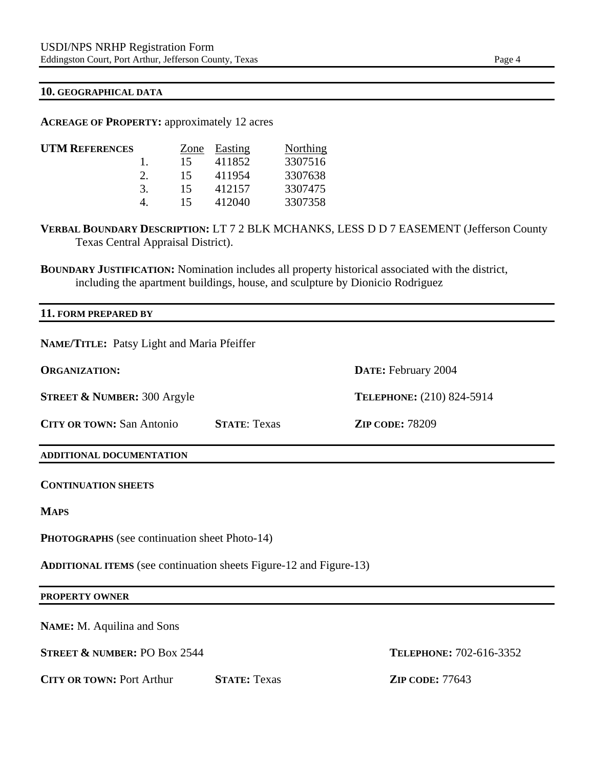## 10. GEOGRAPHICAL DATA

**ACREAGE OF PROPERTY:** approximately 12 acres

**UTM REFERENCES**

| | Zone | Easting | Northing |
|---|---|---|---|
| 1. | 15 | 411852 | 3307516 |
| 2. | 15 | 411954 | 3307638 |
| 3. | 15 | 412157 | 3307475 |
| 4. | 15 | 412040 | 3307358 |

**VERBAL BOUNDARY DESCRIPTION:** LT 7 2 BLK MCHANKS, LESS D D 7 EASEMENT (Jefferson County Texas Central Appraisal District).

**BOUNDARY JUSTIFICATION:** Nomination includes all property historical associated with the district, including the apartment buildings, house, and sculpture by Dionicio Rodriguez

## 11. FORM PREPARED BY

**NAME/TITLE:** Patsy Light and Maria Pfeiffer

**ORGANIZATION:**

**DATE:** February 2004

**STREET & NUMBER:** 300 Argyle

**TELEPHONE:** (210) 824-5914

**CITY OR TOWN:** San Antonio **STATE**: Texas **ZIP CODE:** 78209

## ADDITIONAL DOCUMENTATION

**CONTINUATION SHEETS**

**MAPS**

**PHOTOGRAPHS** (see continuation sheet Photo-14)

**ADDITIONAL ITEMS** (see continuation sheets Figure-12 and Figure-13)

## PROPERTY OWNER

**NAME:** M. Aquilina and Sons

**STREET & NUMBER:** PO Box 2544

**TELEPHONE:** 702-616-3352

**CITY OR TOWN:** Port Arthur **STATE:** Texas **ZIP CODE:** 77643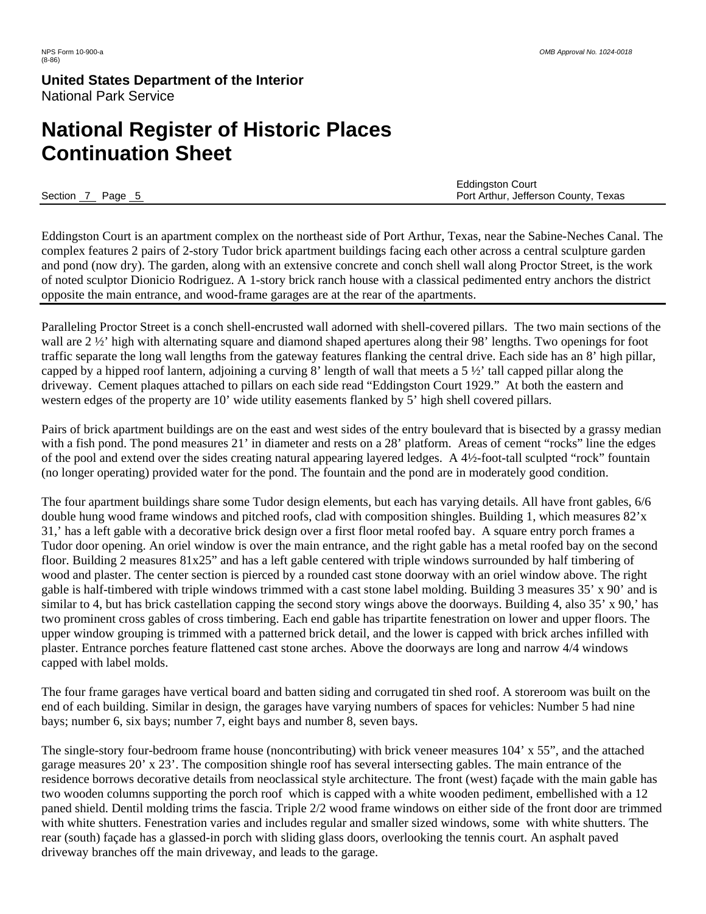Eddingston Court is an apartment complex on the northeast side of Port Arthur, Texas, near the Sabine-Neches Canal. The complex features 2 pairs of 2-story Tudor brick apartment buildings facing each other across a central sculpture garden and pond (now dry). The garden, along with an extensive concrete and conch shell wall along Proctor Street, is the work of noted sculptor Dionicio Rodriguez. A 1-story brick ranch house with a classical pedimented entry anchors the district opposite the main entrance, and wood-frame garages are at the rear of the apartments.

---

Paralleling Proctor Street is a conch shell-encrusted wall adorned with shell-covered pillars. The two main sections of the wall are 2 ½' high with alternating square and diamond shaped apertures along their 98' lengths. Two openings for foot traffic separate the long wall lengths from the gateway features flanking the central drive. Each side has an 8' high pillar, capped by a hipped roof lantern, adjoining a curving 8' length of wall that meets a 5 ½' tall capped pillar along the driveway. Cement plaques attached to pillars on each side read "Eddingston Court 1929." At both the eastern and western edges of the property are 10' wide utility easements flanked by 5' high shell covered pillars.

Pairs of brick apartment buildings are on the east and west sides of the entry boulevard that is bisected by a grassy median with a fish pond. The pond measures 21' in diameter and rests on a 28' platform. Areas of cement "rocks" line the edges of the pool and extend over the sides creating natural appearing layered ledges. A 4½-foot-tall sculpted "rock" fountain (no longer operating) provided water for the pond. The fountain and the pond are in moderately good condition.

The four apartment buildings share some Tudor design elements, but each has varying details. All have front gables, 6/6 double hung wood frame windows and pitched roofs, clad with composition shingles. Building 1, which measures 82'x 31,' has a left gable with a decorative brick design over a first floor metal roofed bay. A square entry porch frames a Tudor door opening. An oriel window is over the main entrance, and the right gable has a metal roofed bay on the second floor. Building 2 measures 81x25" and has a left gable centered with triple windows surrounded by half timbering of wood and plaster. The center section is pierced by a rounded cast stone doorway with an oriel window above. The right gable is half-timbered with triple windows trimmed with a cast stone label molding. Building 3 measures 35' x 90' and is similar to 4, but has brick castellation capping the second story wings above the doorways. Building 4, also 35' x 90,' has two prominent cross gables of cross timbering. Each end gable has tripartite fenestration on lower and upper floors. The upper window grouping is trimmed with a patterned brick detail, and the lower is capped with brick arches infilled with plaster. Entrance porches feature flattened cast stone arches. Above the doorways are long and narrow 4/4 windows capped with label molds.

The four frame garages have vertical board and batten siding and corrugated tin shed roof. A storeroom was built on the end of each building. Similar in design, the garages have varying numbers of spaces for vehicles: Number 5 had nine bays; number 6, six bays; number 7, eight bays and number 8, seven bays.

The single-story four-bedroom frame house (noncontributing) with brick veneer measures 104' x 55", and the attached garage measures 20' x 23'. The composition shingle roof has several intersecting gables. The main entrance of the residence borrows decorative details from neoclassical style architecture. The front (west) façade with the main gable has two wooden columns supporting the porch roof which is capped with a white wooden pediment, embellished with a 12 paned shield. Dentil molding trims the fascia. Triple 2/2 wood frame windows on either side of the front door are trimmed with white shutters. Fenestration varies and includes regular and smaller sized windows, some with white shutters. The rear (south) façade has a glassed-in porch with sliding glass doors, overlooking the tennis court. An asphalt paved driveway branches off the main driveway, and leads to the garage.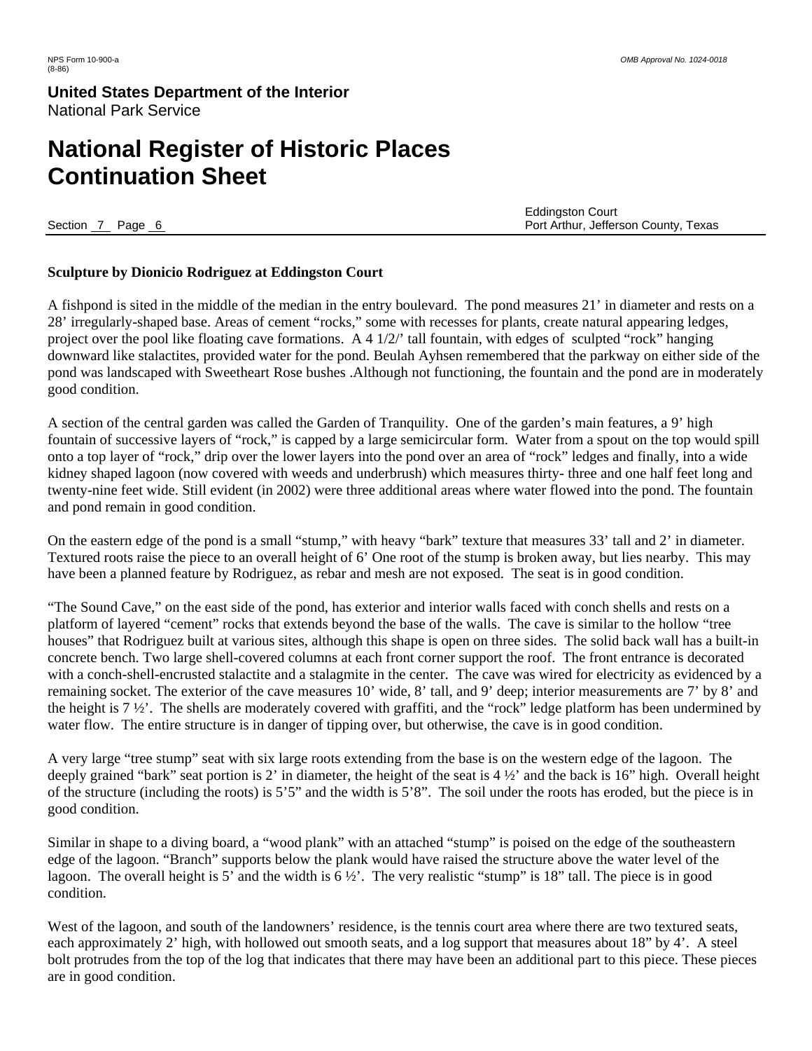**Sculpture by Dionicio Rodriguez at Eddingston Court**

A fishpond is sited in the middle of the median in the entry boulevard. The pond measures 21' in diameter and rests on a 28' irregularly-shaped base. Areas of cement "rocks," some with recesses for plants, create natural appearing ledges, project over the pool like floating cave formations. A 4 1/2/' tall fountain, with edges of sculpted "rock" hanging downward like stalactites, provided water for the pond. Beulah Ayhsen remembered that the parkway on either side of the pond was landscaped with Sweetheart Rose bushes .Although not functioning, the fountain and the pond are in moderately good condition.

A section of the central garden was called the Garden of Tranquility. One of the garden's main features, a 9' high fountain of successive layers of "rock," is capped by a large semicircular form. Water from a spout on the top would spill onto a top layer of "rock," drip over the lower layers into the pond over an area of "rock" ledges and finally, into a wide kidney shaped lagoon (now covered with weeds and underbrush) which measures thirty- three and one half feet long and twenty-nine feet wide. Still evident (in 2002) were three additional areas where water flowed into the pond. The fountain and pond remain in good condition.

On the eastern edge of the pond is a small "stump," with heavy "bark" texture that measures 33' tall and 2' in diameter. Textured roots raise the piece to an overall height of 6' One root of the stump is broken away, but lies nearby. This may have been a planned feature by Rodriguez, as rebar and mesh are not exposed. The seat is in good condition.

"The Sound Cave," on the east side of the pond, has exterior and interior walls faced with conch shells and rests on a platform of layered "cement" rocks that extends beyond the base of the walls. The cave is similar to the hollow "tree houses" that Rodriguez built at various sites, although this shape is open on three sides. The solid back wall has a built-in concrete bench. Two large shell-covered columns at each front corner support the roof. The front entrance is decorated with a conch-shell-encrusted stalactite and a stalagmite in the center. The cave was wired for electricity as evidenced by a remaining socket. The exterior of the cave measures 10' wide, 8' tall, and 9' deep; interior measurements are 7' by 8' and the height is 7 ½'. The shells are moderately covered with graffiti, and the "rock" ledge platform has been undermined by water flow. The entire structure is in danger of tipping over, but otherwise, the cave is in good condition.

A very large "tree stump" seat with six large roots extending from the base is on the western edge of the lagoon. The deeply grained "bark" seat portion is 2' in diameter, the height of the seat is 4 ½' and the back is 16" high. Overall height of the structure (including the roots) is 5'5" and the width is 5'8". The soil under the roots has eroded, but the piece is in good condition.

Similar in shape to a diving board, a "wood plank" with an attached "stump" is poised on the edge of the southeastern edge of the lagoon. "Branch" supports below the plank would have raised the structure above the water level of the lagoon. The overall height is 5' and the width is 6 ½'. The very realistic "stump" is 18" tall. The piece is in good condition.

West of the lagoon, and south of the landowners' residence, is the tennis court area where there are two textured seats, each approximately 2' high, with hollowed out smooth seats, and a log support that measures about 18" by 4'. A steel bolt protrudes from the top of the log that indicates that there may have been an additional part to this piece. These pieces are in good condition.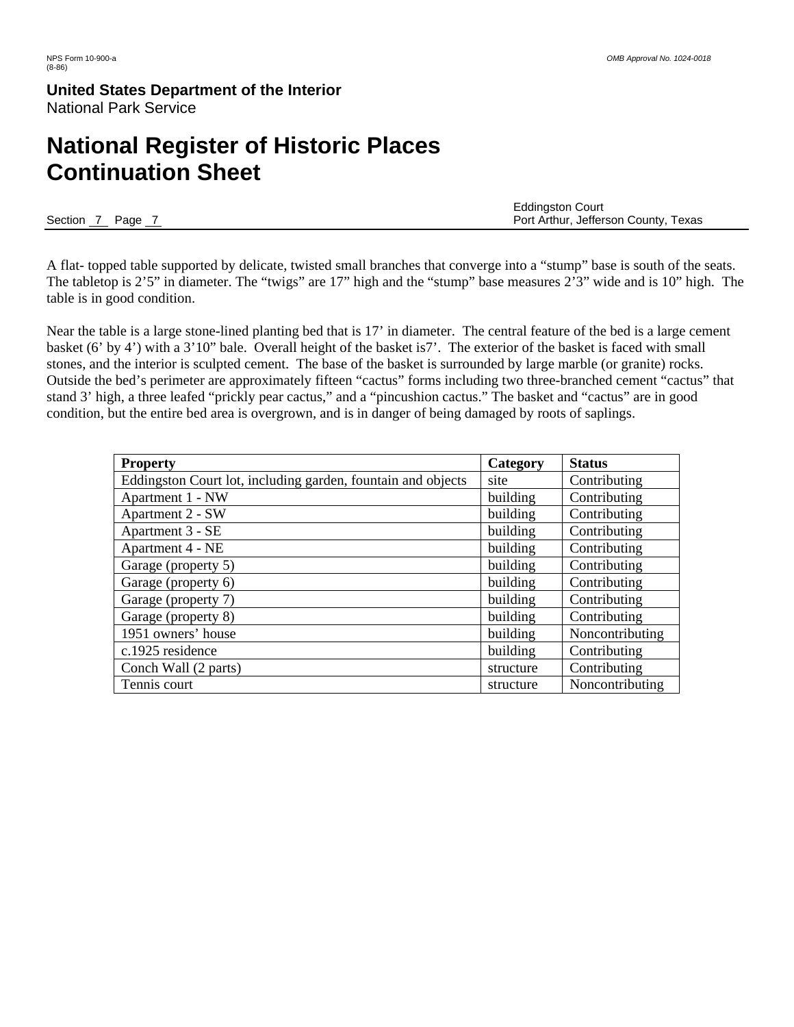A flat- topped table supported by delicate, twisted small branches that converge into a "stump" base is south of the seats. The tabletop is 2'5" in diameter. The "twigs" are 17" high and the "stump" base measures 2'3" wide and is 10" high. The table is in good condition.

Near the table is a large stone-lined planting bed that is 17' in diameter. The central feature of the bed is a large cement basket (6' by 4') with a 3'10" bale. Overall height of the basket is7'. The exterior of the basket is faced with small stones, and the interior is sculpted cement. The base of the basket is surrounded by large marble (or granite) rocks. Outside the bed's perimeter are approximately fifteen "cactus" forms including two three-branched cement "cactus" that stand 3' high, a three leafed "prickly pear cactus," and a "pincushion cactus." The basket and "cactus" are in good condition, but the entire bed area is overgrown, and is in danger of being damaged by roots of saplings.

| **Property** | **Category** | **Status** |
|---|---|---|
| Eddingston Court lot, including garden, fountain and objects | site | Contributing |
| Apartment 1 - NW | building | Contributing |
| Apartment 2 - SW | building | Contributing |
| Apartment 3 - SE | building | Contributing |
| Apartment 4 - NE | building | Contributing |
| Garage (property 5) | building | Contributing |
| Garage (property 6) | building | Contributing |
| Garage (property 7) | building | Contributing |
| Garage (property 8) | building | Contributing |
| 1951 owners' house | building | Noncontributing |
| c.1925 residence | building | Contributing |
| Conch Wall (2 parts) | structure | Contributing |
| Tennis court | structure | Noncontributing |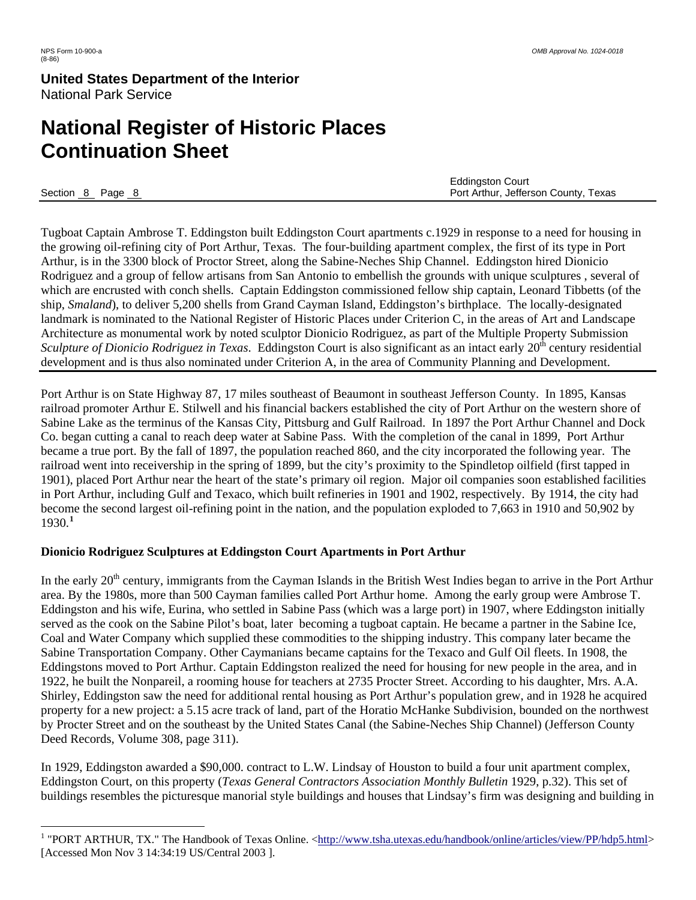Tugboat Captain Ambrose T. Eddingston built Eddingston Court apartments c.1929 in response to a need for housing in the growing oil-refining city of Port Arthur, Texas. The four-building apartment complex, the first of its type in Port Arthur, is in the 3300 block of Proctor Street, along the Sabine-Neches Ship Channel. Eddingston hired Dionicio Rodriguez and a group of fellow artisans from San Antonio to embellish the grounds with unique sculptures , several of which are encrusted with conch shells. Captain Eddingston commissioned fellow ship captain, Leonard Tibbetts (of the ship, *Smaland*), to deliver 5,200 shells from Grand Cayman Island, Eddingston's birthplace. The locally-designated landmark is nominated to the National Register of Historic Places under Criterion C, in the areas of Art and Landscape Architecture as monumental work by noted sculptor Dionicio Rodriguez, as part of the Multiple Property Submission *Sculpture of Dionicio Rodriguez in Texas*. Eddingston Court is also significant as an intact early 20th century residential development and is thus also nominated under Criterion A, in the area of Community Planning and Development.

---

Port Arthur is on State Highway 87, 17 miles southeast of Beaumont in southeast Jefferson County. In 1895, Kansas railroad promoter Arthur E. Stilwell and his financial backers established the city of Port Arthur on the western shore of Sabine Lake as the terminus of the Kansas City, Pittsburg and Gulf Railroad. In 1897 the Port Arthur Channel and Dock Co. began cutting a canal to reach deep water at Sabine Pass. With the completion of the canal in 1899, Port Arthur became a true port. By the fall of 1897, the population reached 860, and the city incorporated the following year. The railroad went into receivership in the spring of 1899, but the city's proximity to the Spindletop oilfield (first tapped in 1901), placed Port Arthur near the heart of the state's primary oil region. Major oil companies soon established facilities in Port Arthur, including Gulf and Texaco, which built refineries in 1901 and 1902, respectively. By 1914, the city had become the second largest oil-refining point in the nation, and the population exploded to 7,663 in 1910 and 50,902 by 1930.[1]

**Dionicio Rodriguez Sculptures at Eddingston Court Apartments in Port Arthur**

In the early 20th century, immigrants from the Cayman Islands in the British West Indies began to arrive in the Port Arthur area. By the 1980s, more than 500 Cayman families called Port Arthur home. Among the early group were Ambrose T. Eddingston and his wife, Eurina, who settled in Sabine Pass (which was a large port) in 1907, where Eddingston initially served as the cook on the Sabine Pilot's boat, later becoming a tugboat captain. He became a partner in the Sabine Ice, Coal and Water Company which supplied these commodities to the shipping industry. This company later became the Sabine Transportation Company. Other Caymanians became captains for the Texaco and Gulf Oil fleets. In 1908, the Eddingstons moved to Port Arthur. Captain Eddingston realized the need for housing for new people in the area, and in 1922, he built the Nonpareil, a rooming house for teachers at 2735 Procter Street. According to his daughter, Mrs. A.A. Shirley, Eddingston saw the need for additional rental housing as Port Arthur's population grew, and in 1928 he acquired property for a new project: a 5.15 acre track of land, part of the Horatio McHanke Subdivision, bounded on the northwest by Procter Street and on the southeast by the United States Canal (the Sabine-Neches Ship Channel) (Jefferson County Deed Records, Volume 308, page 311).

In 1929, Eddingston awarded a $90,000. contract to L.W. Lindsay of Houston to build a four unit apartment complex, Eddingston Court, on this property (*Texas General Contractors Association Monthly Bulletin* 1929, p.32). This set of buildings resembles the picturesque manorial style buildings and houses that Lindsay's firm was designing and building in

---

[1] "PORT ARTHUR, TX." The Handbook of Texas Online. <http://www.tsha.utexas.edu/handbook/online/articles/view/PP/hdp5.html> [Accessed Mon Nov 3 14:34:19 US/Central 2003 ].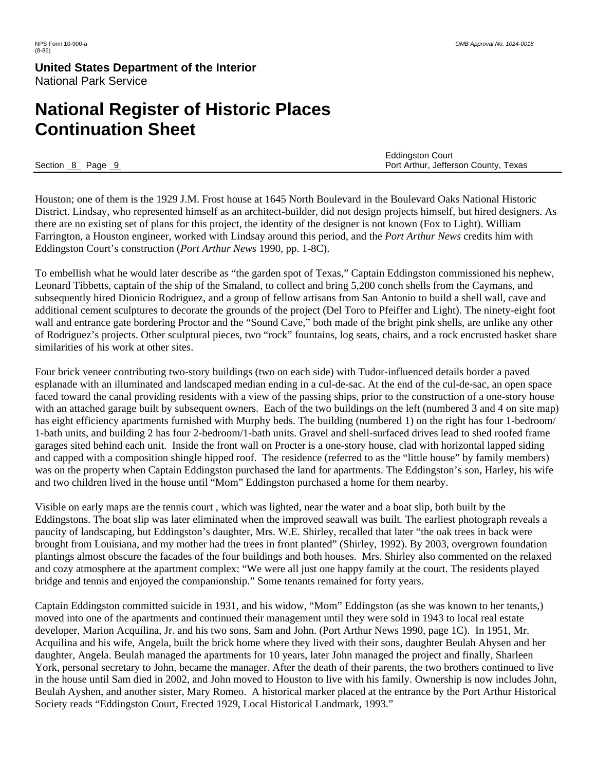Houston; one of them is the 1929 J.M. Frost house at 1645 North Boulevard in the Boulevard Oaks National Historic District. Lindsay, who represented himself as an architect-builder, did not design projects himself, but hired designers. As there are no existing set of plans for this project, the identity of the designer is not known (Fox to Light). William Farrington, a Houston engineer, worked with Lindsay around this period, and the *Port Arthur News* credits him with Eddingston Court's construction (*Port Arthur News* 1990, pp. 1-8C).

To embellish what he would later describe as "the garden spot of Texas," Captain Eddingston commissioned his nephew, Leonard Tibbetts, captain of the ship of the Smaland, to collect and bring 5,200 conch shells from the Caymans, and subsequently hired Dionicio Rodriguez, and a group of fellow artisans from San Antonio to build a shell wall, cave and additional cement sculptures to decorate the grounds of the project (Del Toro to Pfeiffer and Light). The ninety-eight foot wall and entrance gate bordering Proctor and the "Sound Cave," both made of the bright pink shells, are unlike any other of Rodriguez's projects. Other sculptural pieces, two "rock" fountains, log seats, chairs, and a rock encrusted basket share similarities of his work at other sites.

Four brick veneer contributing two-story buildings (two on each side) with Tudor-influenced details border a paved esplanade with an illuminated and landscaped median ending in a cul-de-sac. At the end of the cul-de-sac, an open space faced toward the canal providing residents with a view of the passing ships, prior to the construction of a one-story house with an attached garage built by subsequent owners. Each of the two buildings on the left (numbered 3 and 4 on site map) has eight efficiency apartments furnished with Murphy beds. The building (numbered 1) on the right has four 1-bedroom/ 1-bath units, and building 2 has four 2-bedroom/1-bath units. Gravel and shell-surfaced drives lead to shed roofed frame garages sited behind each unit. Inside the front wall on Procter is a one-story house, clad with horizontal lapped siding and capped with a composition shingle hipped roof. The residence (referred to as the "little house" by family members) was on the property when Captain Eddingston purchased the land for apartments. The Eddingston's son, Harley, his wife and two children lived in the house until "Mom" Eddingston purchased a home for them nearby.

Visible on early maps are the tennis court , which was lighted, near the water and a boat slip, both built by the Eddingstons. The boat slip was later eliminated when the improved seawall was built. The earliest photograph reveals a paucity of landscaping, but Eddingston's daughter, Mrs. W.E. Shirley, recalled that later "the oak trees in back were brought from Louisiana, and my mother had the trees in front planted" (Shirley, 1992). By 2003, overgrown foundation plantings almost obscure the facades of the four buildings and both houses. Mrs. Shirley also commented on the relaxed and cozy atmosphere at the apartment complex: "We were all just one happy family at the court. The residents played bridge and tennis and enjoyed the companionship." Some tenants remained for forty years.

Captain Eddingston committed suicide in 1931, and his widow, "Mom" Eddingston (as she was known to her tenants,) moved into one of the apartments and continued their management until they were sold in 1943 to local real estate developer, Marion Acquilina, Jr. and his two sons, Sam and John. (Port Arthur News 1990, page 1C). In 1951, Mr. Acquilina and his wife, Angela, built the brick home where they lived with their sons, daughter Beulah Ahysen and her daughter, Angela. Beulah managed the apartments for 10 years, later John managed the project and finally, Sharleen York, personal secretary to John, became the manager. After the death of their parents, the two brothers continued to live in the house until Sam died in 2002, and John moved to Houston to live with his family. Ownership is now includes John, Beulah Ayshen, and another sister, Mary Romeo. A historical marker placed at the entrance by the Port Arthur Historical Society reads "Eddingston Court, Erected 1929, Local Historical Landmark, 1993."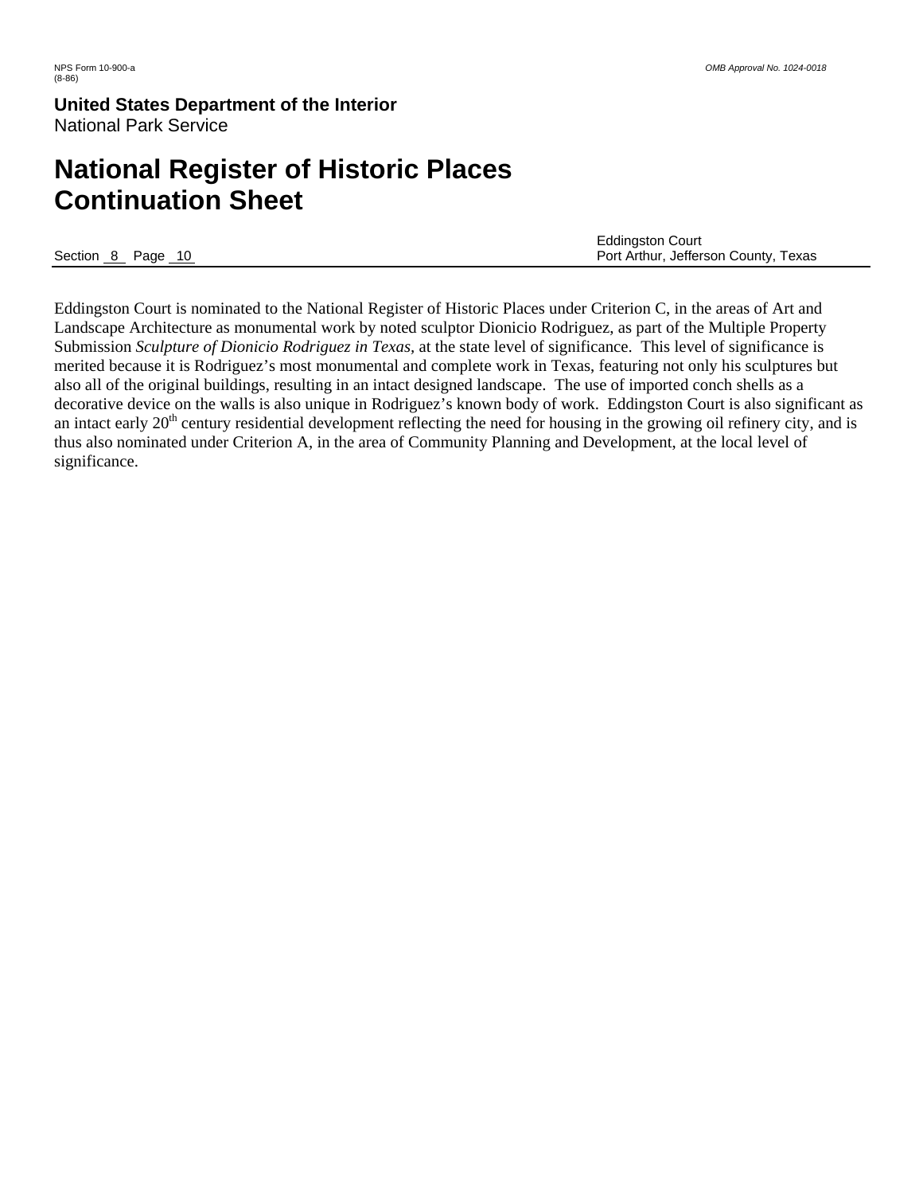Eddingston Court is nominated to the National Register of Historic Places under Criterion C, in the areas of Art and Landscape Architecture as monumental work by noted sculptor Dionicio Rodriguez, as part of the Multiple Property Submission *Sculpture of Dionicio Rodriguez in Texas,* at the state level of significance. This level of significance is merited because it is Rodriguez's most monumental and complete work in Texas, featuring not only his sculptures but also all of the original buildings, resulting in an intact designed landscape. The use of imported conch shells as a decorative device on the walls is also unique in Rodriguez's known body of work. Eddingston Court is also significant as an intact early 20th century residential development reflecting the need for housing in the growing oil refinery city, and is thus also nominated under Criterion A, in the area of Community Planning and Development, at the local level of significance.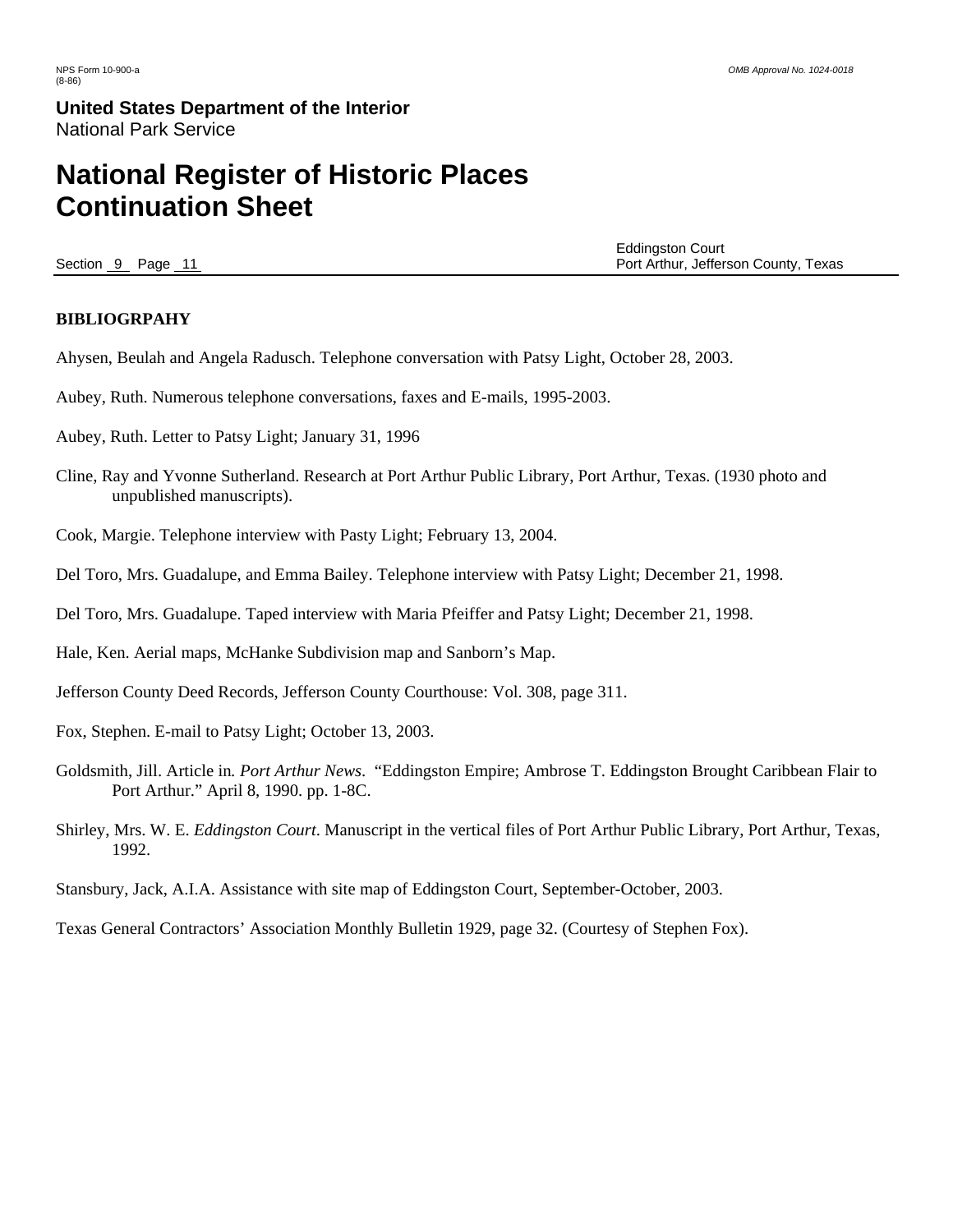**BIBLIOGRPAHY**

Ahysen, Beulah and Angela Radusch. Telephone conversation with Patsy Light, October 28, 2003.

Aubey, Ruth. Numerous telephone conversations, faxes and E-mails, 1995-2003.

Aubey, Ruth. Letter to Patsy Light; January 31, 1996

Cline, Ray and Yvonne Sutherland. Research at Port Arthur Public Library, Port Arthur, Texas. (1930 photo and unpublished manuscripts).

Cook, Margie. Telephone interview with Pasty Light; February 13, 2004.

Del Toro, Mrs. Guadalupe, and Emma Bailey. Telephone interview with Patsy Light; December 21, 1998.

Del Toro, Mrs. Guadalupe. Taped interview with Maria Pfeiffer and Patsy Light; December 21, 1998.

Hale, Ken. Aerial maps, McHanke Subdivision map and Sanborn's Map.

Jefferson County Deed Records, Jefferson County Courthouse: Vol. 308, page 311.

Fox, Stephen. E-mail to Patsy Light; October 13, 2003.

Goldsmith, Jill. Article in. *Port Arthur News*. "Eddingston Empire; Ambrose T. Eddingston Brought Caribbean Flair to Port Arthur." April 8, 1990. pp. 1-8C.

Shirley, Mrs. W. E. *Eddingston Court*. Manuscript in the vertical files of Port Arthur Public Library, Port Arthur, Texas, 1992.

Stansbury, Jack, A.I.A. Assistance with site map of Eddingston Court, September-October, 2003.

Texas General Contractors' Association Monthly Bulletin 1929, page 32. (Courtesy of Stephen Fox).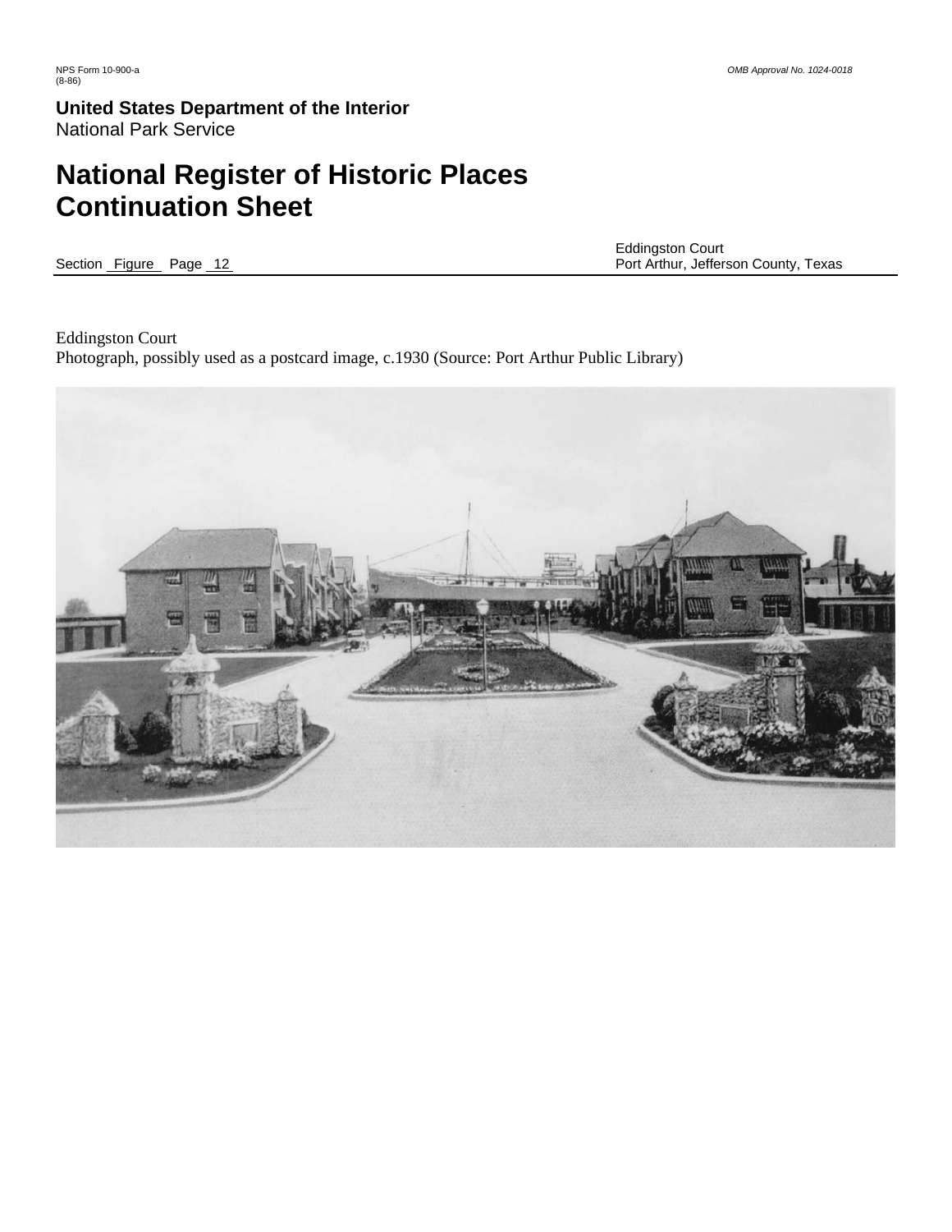Eddingston Court
Photograph, possibly used as a postcard image, c.1930 (Source: Port Arthur Public Library)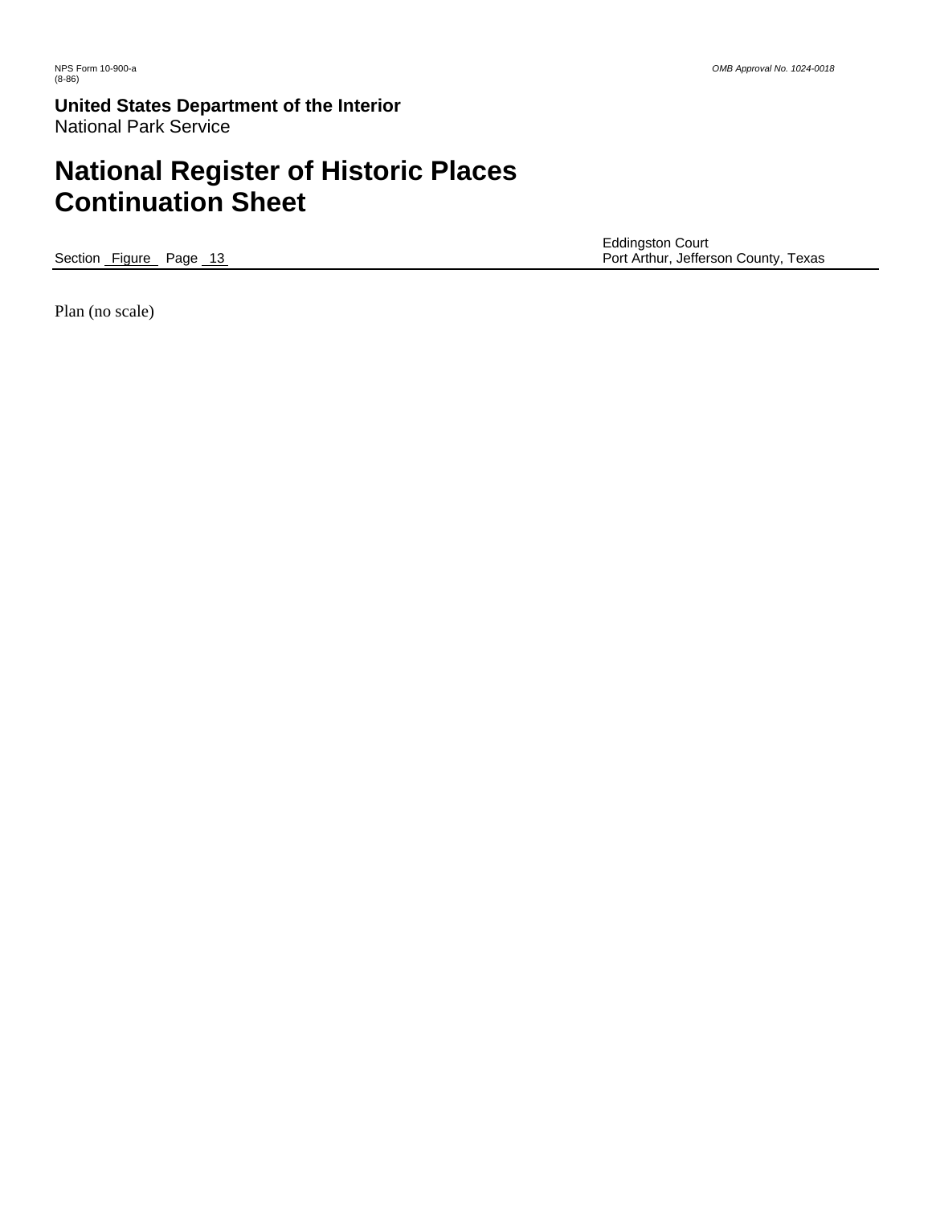Plan (no scale)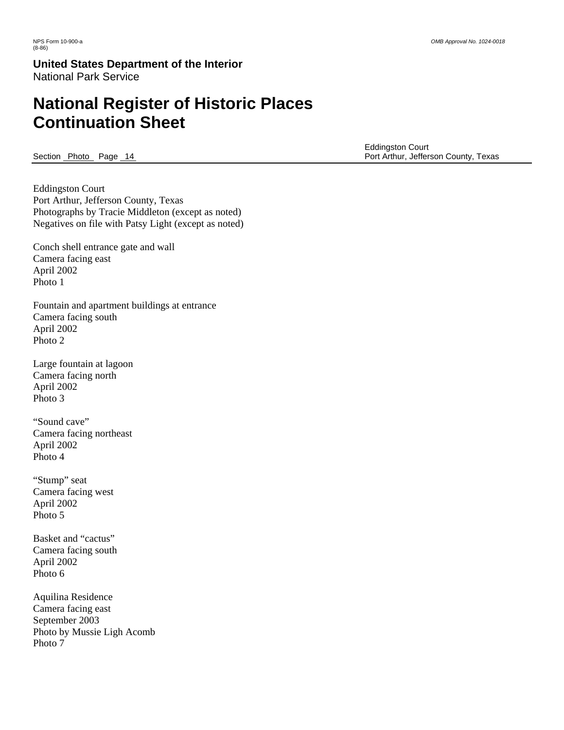Eddingston Court
Port Arthur, Jefferson County, Texas
Photographs by Tracie Middleton (except as noted)
Negatives on file with Patsy Light (except as noted)

Conch shell entrance gate and wall
Camera facing east
April 2002
Photo 1

Fountain and apartment buildings at entrance
Camera facing south
April 2002
Photo 2

Large fountain at lagoon
Camera facing north
April 2002
Photo 3

"Sound cave"
Camera facing northeast
April 2002
Photo 4

"Stump" seat
Camera facing west
April 2002
Photo 5

Basket and "cactus"
Camera facing south
April 2002
Photo 6

Aquilina Residence
Camera facing east
September 2003
Photo by Mussie Ligh Acomb
Photo 7